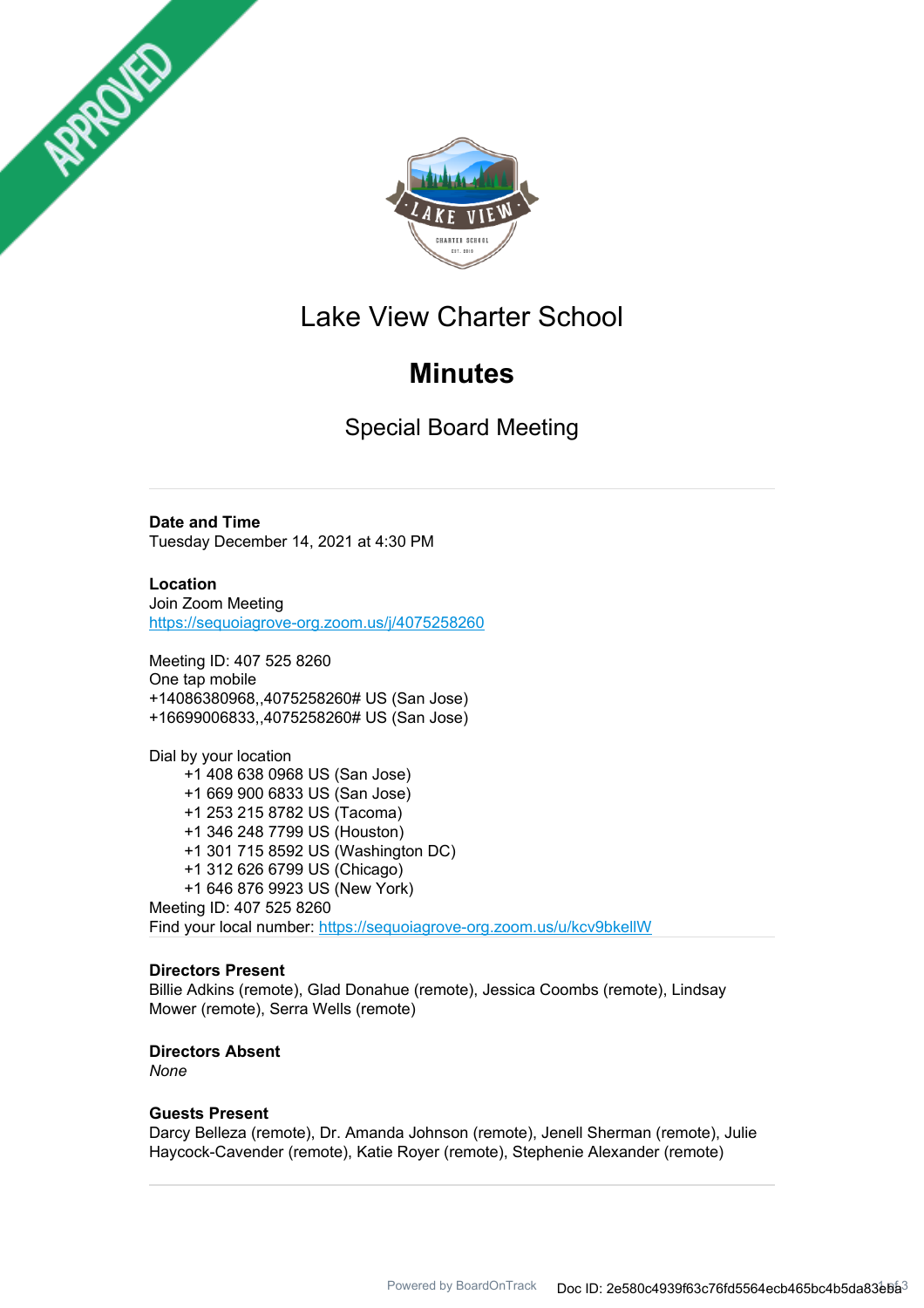# Lake View Charter School

## Minutes

### Special Board Meeting

---

**Date and Time**
Tuesday December 14, 2021 at 4:30 PM

**Location**
Join Zoom Meeting
https://sequoiagrove-org.zoom.us/j/4075258260

Meeting ID: 407 525 8260
One tap mobile
+14086380968,,4075258260# US (San Jose)
+16699006833,,4075258260# US (San Jose)

Dial by your location
+1 408 638 0968 US (San Jose)
+1 669 900 6833 US (San Jose)
+1 253 215 8782 US (Tacoma)
+1 346 248 7799 US (Houston)
+1 301 715 8592 US (Washington DC)
+1 312 626 6799 US (Chicago)
+1 646 876 9923 US (New York)
Meeting ID: 407 525 8260
Find your local number: https://sequoiagrove-org.zoom.us/u/kcv9bkellW

---

**Directors Present**
Billie Adkins (remote), Glad Donahue (remote), Jessica Coombs (remote), Lindsay Mower (remote), Serra Wells (remote)

**Directors Absent**
*None*

**Guests Present**
Darcy Belleza (remote), Dr. Amanda Johnson (remote), Jenell Sherman (remote), Julie Haycock-Cavender (remote), Katie Royer (remote), Stephenie Alexander (remote)

---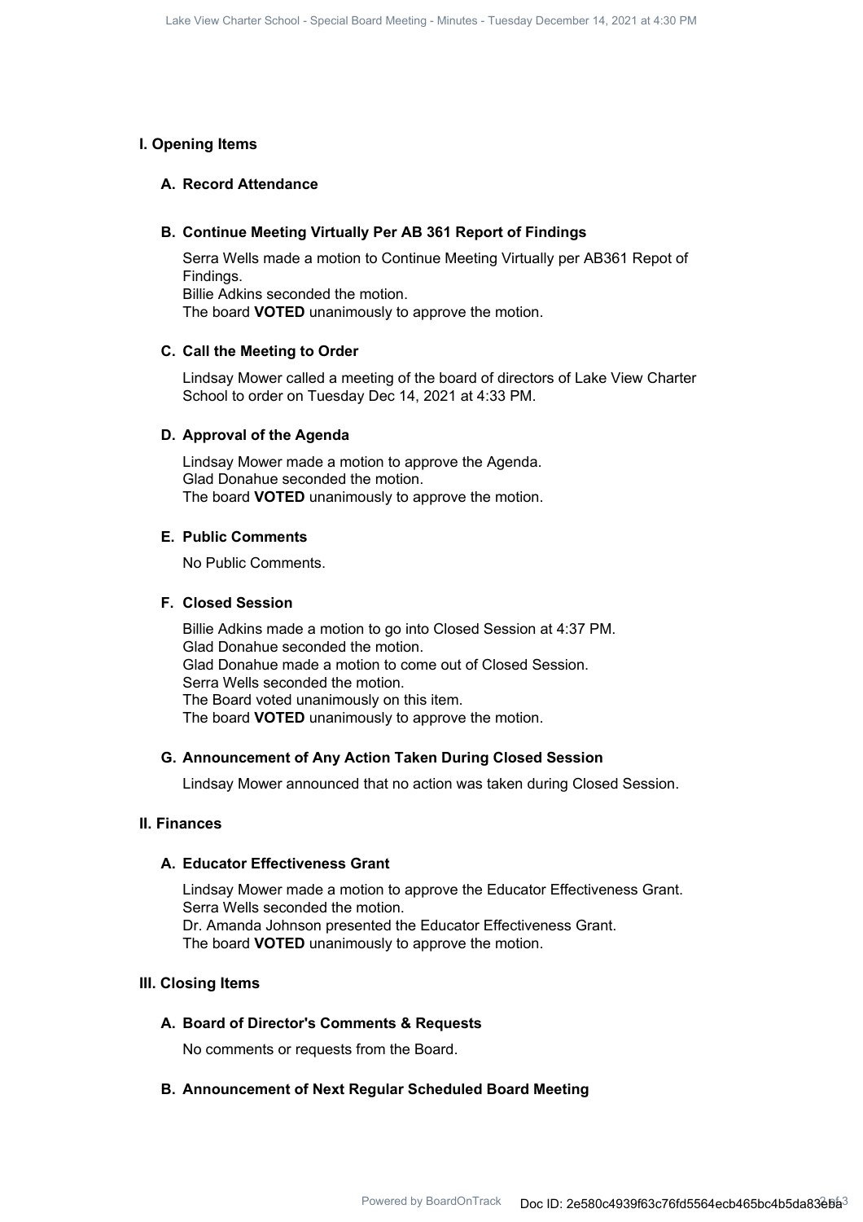## I. Opening Items

### A. Record Attendance

### B. Continue Meeting Virtually Per AB 361 Report of Findings

Serra Wells made a motion to Continue Meeting Virtually per AB361 Repot of Findings.
Billie Adkins seconded the motion.
The board **VOTED** unanimously to approve the motion.

### C. Call the Meeting to Order

Lindsay Mower called a meeting of the board of directors of Lake View Charter School to order on Tuesday Dec 14, 2021 at 4:33 PM.

### D. Approval of the Agenda

Lindsay Mower made a motion to approve the Agenda.
Glad Donahue seconded the motion.
The board **VOTED** unanimously to approve the motion.

### E. Public Comments

No Public Comments.

### F. Closed Session

Billie Adkins made a motion to go into Closed Session at 4:37 PM.
Glad Donahue seconded the motion.
Glad Donahue made a motion to come out of Closed Session.
Serra Wells seconded the motion.
The Board voted unanimously on this item.
The board **VOTED** unanimously to approve the motion.

### G. Announcement of Any Action Taken During Closed Session

Lindsay Mower announced that no action was taken during Closed Session.

## II. Finances

### A. Educator Effectiveness Grant

Lindsay Mower made a motion to approve the Educator Effectiveness Grant.
Serra Wells seconded the motion.
Dr. Amanda Johnson presented the Educator Effectiveness Grant.
The board **VOTED** unanimously to approve the motion.

## III. Closing Items

### A. Board of Director's Comments & Requests

No comments or requests from the Board.

### B. Announcement of Next Regular Scheduled Board Meeting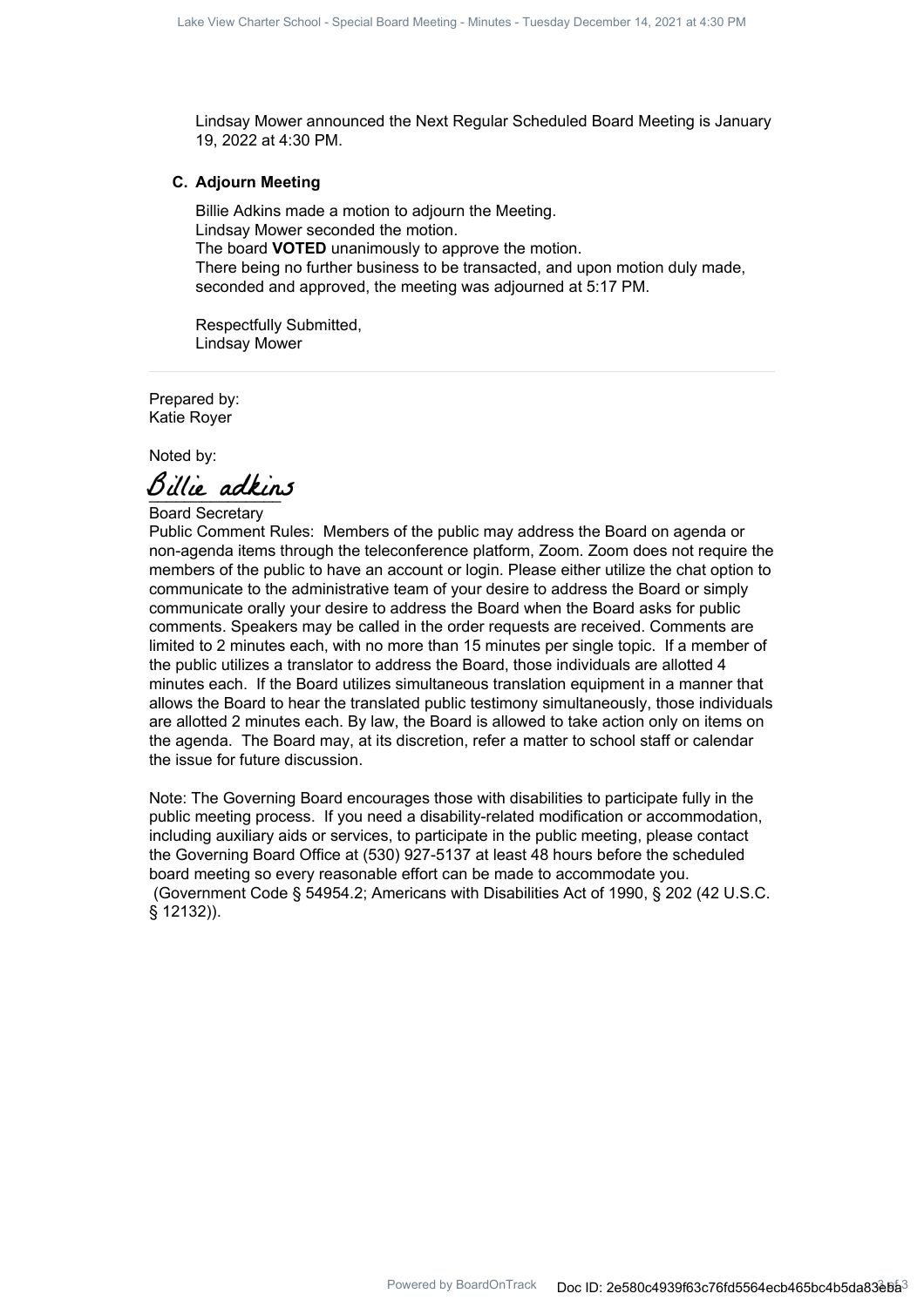Lindsay Mower announced the Next Regular Scheduled Board Meeting is January 19, 2022 at 4:30 PM.

### C. Adjourn Meeting

Billie Adkins made a motion to adjourn the Meeting.
Lindsay Mower seconded the motion.
The board **VOTED** unanimously to approve the motion.
There being no further business to be transacted, and upon motion duly made, seconded and approved, the meeting was adjourned at 5:17 PM.

Respectfully Submitted,
Lindsay Mower

---

Prepared by:
Katie Royer

Noted by:

Billie adkins

Board Secretary

Public Comment Rules: Members of the public may address the Board on agenda or non-agenda items through the teleconference platform, Zoom. Zoom does not require the members of the public to have an account or login. Please either utilize the chat option to communicate to the administrative team of your desire to address the Board or simply communicate orally your desire to address the Board when the Board asks for public comments. Speakers may be called in the order requests are received. Comments are limited to 2 minutes each, with no more than 15 minutes per single topic. If a member of the public utilizes a translator to address the Board, those individuals are allotted 4 minutes each. If the Board utilizes simultaneous translation equipment in a manner that allows the Board to hear the translated public testimony simultaneously, those individuals are allotted 2 minutes each. By law, the Board is allowed to take action only on items on the agenda. The Board may, at its discretion, refer a matter to school staff or calendar the issue for future discussion.

Note: The Governing Board encourages those with disabilities to participate fully in the public meeting process. If you need a disability-related modification or accommodation, including auxiliary aids or services, to participate in the public meeting, please contact the Governing Board Office at (530) 927-5137 at least 48 hours before the scheduled board meeting so every reasonable effort can be made to accommodate you. (Government Code § 54954.2; Americans with Disabilities Act of 1990, § 202 (42 U.S.C. § 12132)).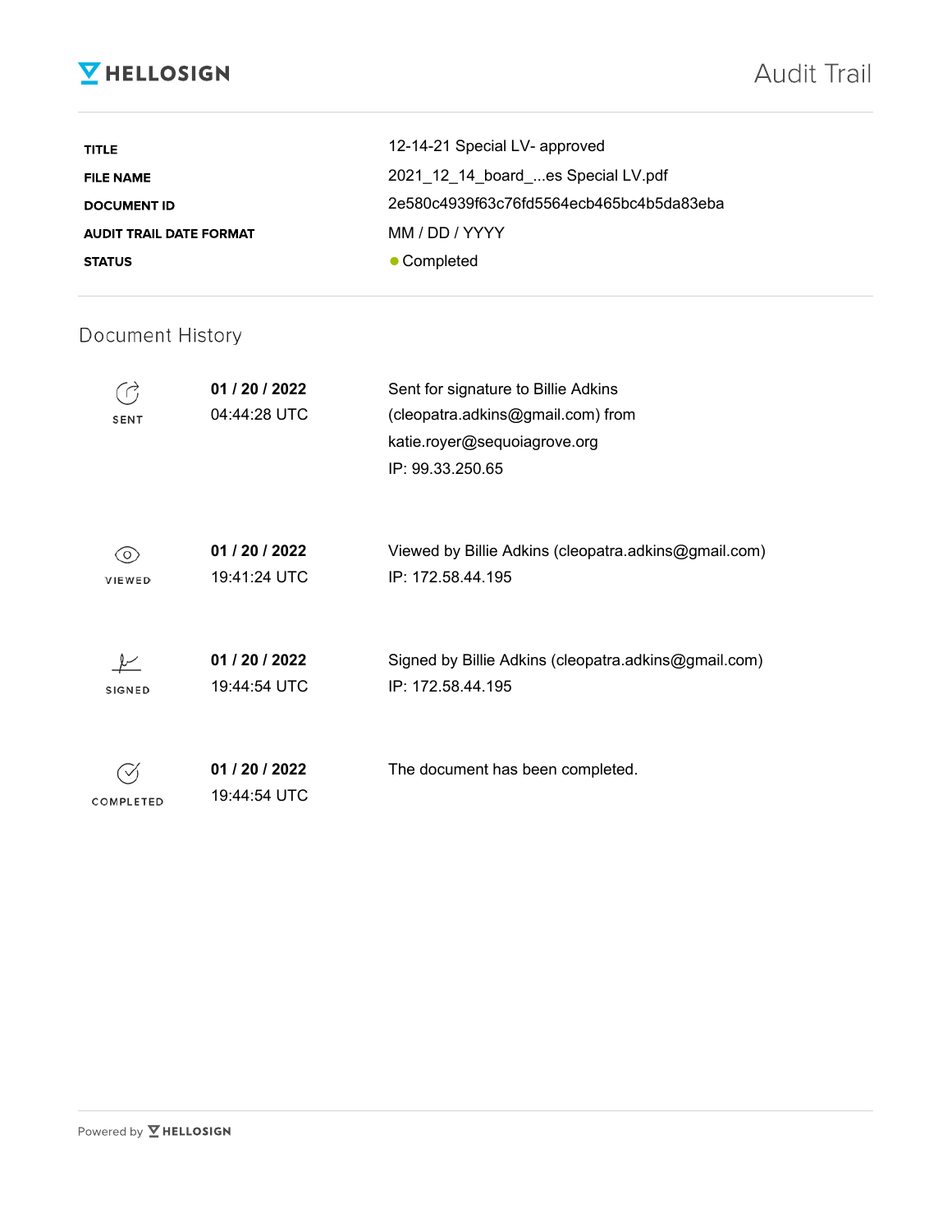HELLOSIGN

# Audit Trail

| | |
|---|---|
| **TITLE** | 12-14-21 Special LV- approved |
| **FILE NAME** | 2021_12_14_board_...es Special LV.pdf |
| **DOCUMENT ID** | 2e580c4939f63c76fd5564ecb465bc4b5da83eba |
| **AUDIT TRAIL DATE FORMAT** | MM / DD / YYYY |
| **STATUS** | Completed |

## Document History

| | | |
|---|---|---|
| SENT | **01 / 20 / 2022** 04:44:28 UTC | Sent for signature to Billie Adkins (cleopatra.adkins@gmail.com) from katie.royer@sequoiagrove.org IP: 99.33.250.65 |
| VIEWED | **01 / 20 / 2022** 19:41:24 UTC | Viewed by Billie Adkins (cleopatra.adkins@gmail.com) IP: 172.58.44.195 |
| SIGNED | **01 / 20 / 2022** 19:44:54 UTC | Signed by Billie Adkins (cleopatra.adkins@gmail.com) IP: 172.58.44.195 |
| COMPLETED | **01 / 20 / 2022** 19:44:54 UTC | The document has been completed. |

Powered by HELLOSIGN